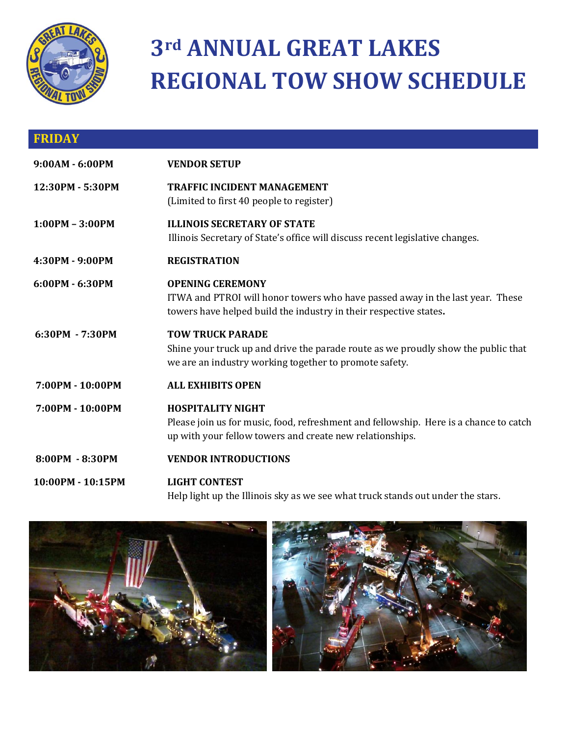# 3rd ANNUAL GREAT LAKES REGIONAL TOW SHOW SCHEDULE

## FRIDAY

**9:00AM - 6:00PM** — **VENDOR SETUP**

**12:30PM - 5:30PM** — **TRAFFIC INCIDENT MANAGEMENT**
(Limited to first 40 people to register)

**1:00PM – 3:00PM** — **ILLINOIS SECRETARY OF STATE**
Illinois Secretary of State's office will discuss recent legislative changes.

**4:30PM - 9:00PM** — **REGISTRATION**

**6:00PM - 6:30PM** — **OPENING CEREMONY**
ITWA and PTROI will honor towers who have passed away in the last year. These towers have helped build the industry in their respective states.

**6:30PM - 7:30PM** — **TOW TRUCK PARADE**
Shine your truck up and drive the parade route as we proudly show the public that we are an industry working together to promote safety.

**7:00PM - 10:00PM** — **ALL EXHIBITS OPEN**

**7:00PM - 10:00PM** — **HOSPITALITY NIGHT**
Please join us for music, food, refreshment and fellowship. Here is a chance to catch up with your fellow towers and create new relationships.

**8:00PM - 8:30PM** — **VENDOR INTRODUCTIONS**

**10:00PM - 10:15PM** — **LIGHT CONTEST**
Help light up the Illinois sky as we see what truck stands out under the stars.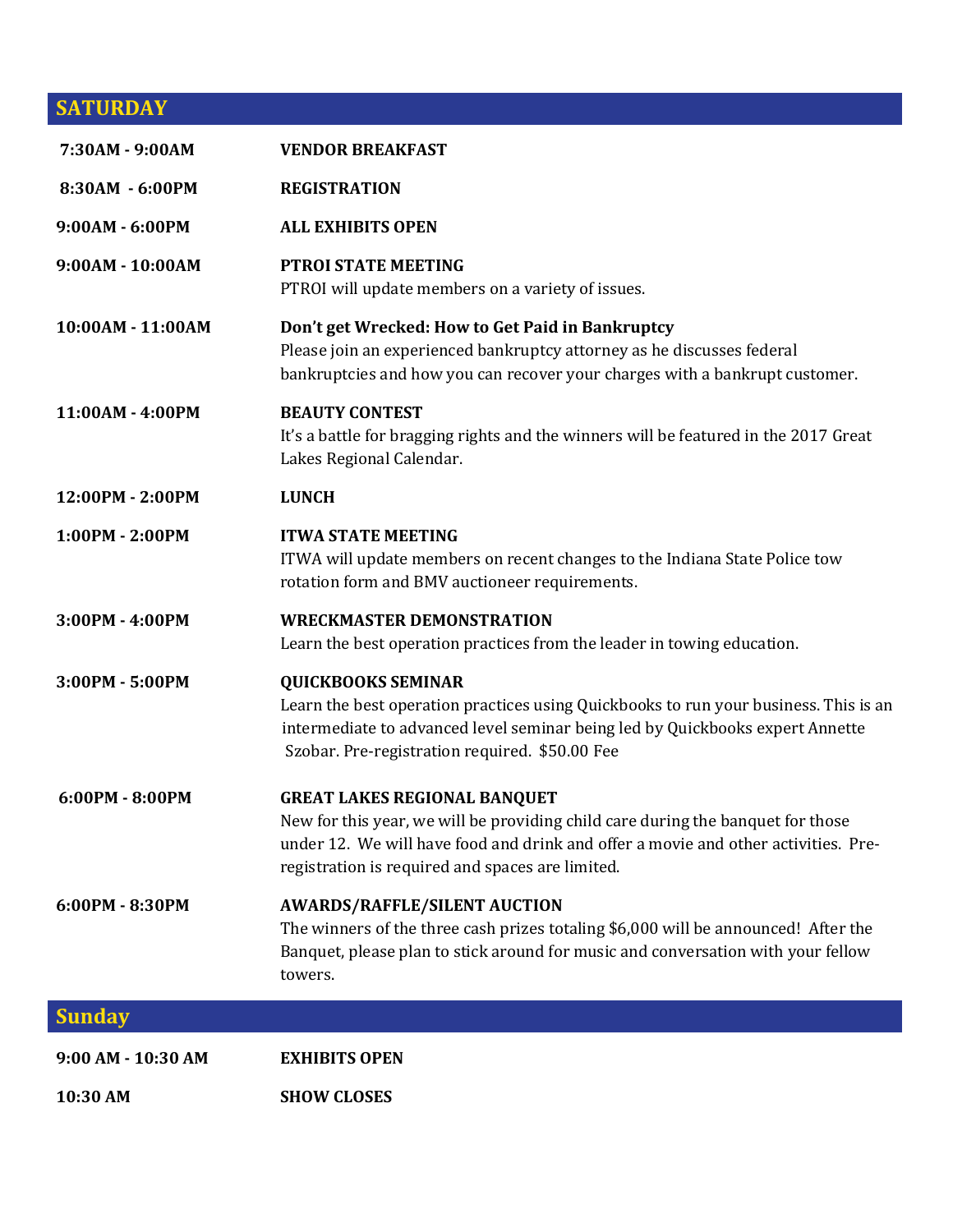## SATURDAY

| | |
|---|---|
| **7:30AM - 9:00AM** | **VENDOR BREAKFAST** |
| **8:30AM - 6:00PM** | **REGISTRATION** |
| **9:00AM - 6:00PM** | **ALL EXHIBITS OPEN** |
| **9:00AM - 10:00AM** | **PTROI STATE MEETING**<br>PTROI will update members on a variety of issues. |
| **10:00AM - 11:00AM** | **Don't get Wrecked: How to Get Paid in Bankruptcy**<br>Please join an experienced bankruptcy attorney as he discusses federal bankruptcies and how you can recover your charges with a bankrupt customer. |
| **11:00AM - 4:00PM** | **BEAUTY CONTEST**<br>It's a battle for bragging rights and the winners will be featured in the 2017 Great Lakes Regional Calendar. |
| **12:00PM - 2:00PM** | **LUNCH** |
| **1:00PM - 2:00PM** | **ITWA STATE MEETING**<br>ITWA will update members on recent changes to the Indiana State Police tow rotation form and BMV auctioneer requirements. |
| **3:00PM - 4:00PM** | **WRECKMASTER DEMONSTRATION**<br>Learn the best operation practices from the leader in towing education. |
| **3:00PM - 5:00PM** | **QUICKBOOKS SEMINAR**<br>Learn the best operation practices using Quickbooks to run your business. This is an intermediate to advanced level seminar being led by Quickbooks expert Annette Szobar. Pre-registration required. $50.00 Fee |
| **6:00PM - 8:00PM** | **GREAT LAKES REGIONAL BANQUET**<br>New for this year, we will be providing child care during the banquet for those under 12. We will have food and drink and offer a movie and other activities. Pre-registration is required and spaces are limited. |
| **6:00PM - 8:30PM** | **AWARDS/RAFFLE/SILENT AUCTION**<br>The winners of the three cash prizes totaling $6,000 will be announced! After the Banquet, please plan to stick around for music and conversation with your fellow towers. |

## Sunday

| | |
|---|---|
| **9:00 AM - 10:30 AM** | **EXHIBITS OPEN** |
| **10:30 AM** | **SHOW CLOSES** |